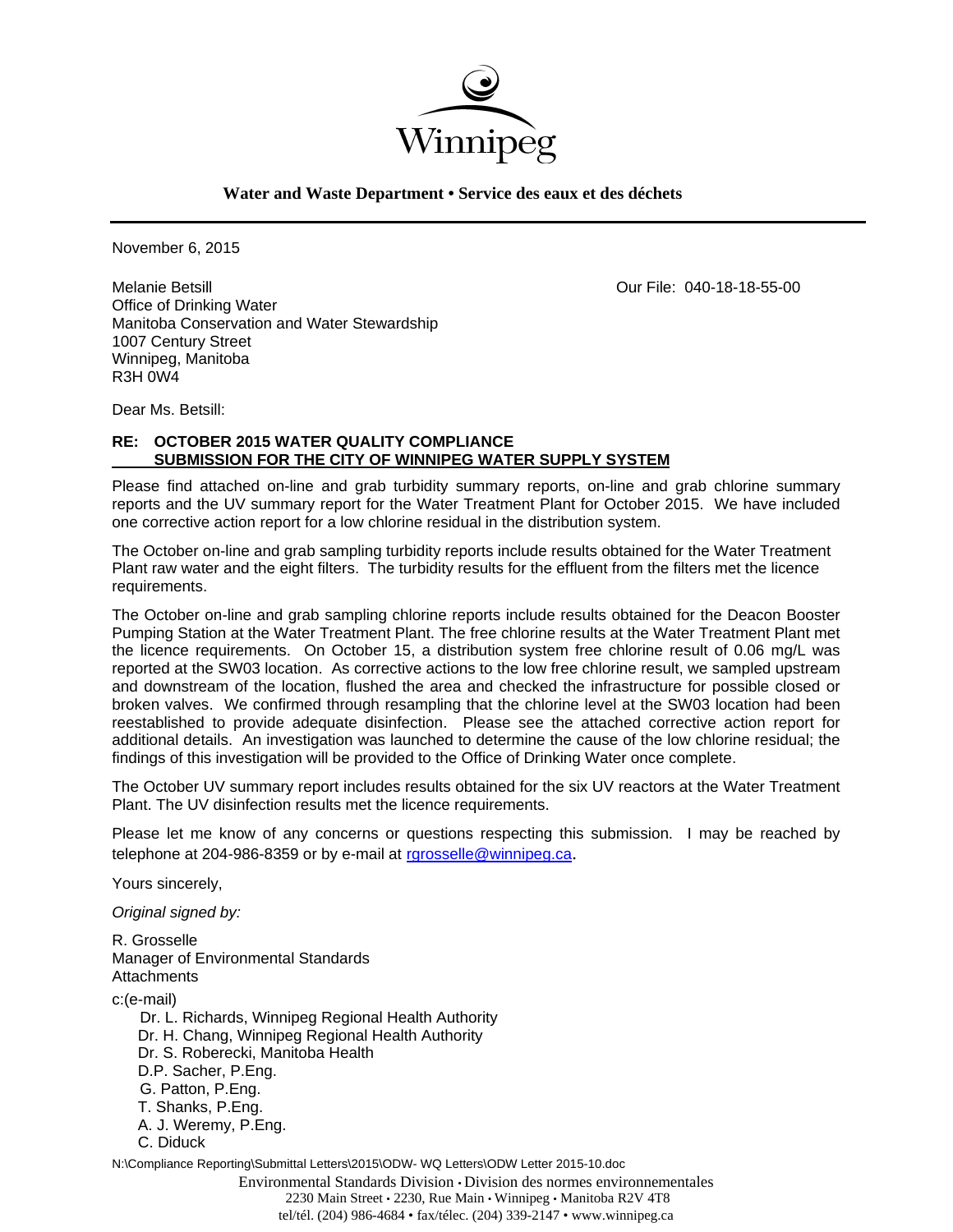Winnipeg

**Water and Waste Department • Service des eaux et des déchets**

---

November 6, 2015

Melanie Betsill
Office of Drinking Water
Manitoba Conservation and Water Stewardship
1007 Century Street
Winnipeg, Manitoba
R3H 0W4

Our File: 040-18-18-55-00

Dear Ms. Betsill:

**RE: OCTOBER 2015 WATER QUALITY COMPLIANCE SUBMISSION FOR THE CITY OF WINNIPEG WATER SUPPLY SYSTEM**

Please find attached on-line and grab turbidity summary reports, on-line and grab chlorine summary reports and the UV summary report for the Water Treatment Plant for October 2015. We have included one corrective action report for a low chlorine residual in the distribution system.

The October on-line and grab sampling turbidity reports include results obtained for the Water Treatment Plant raw water and the eight filters. The turbidity results for the effluent from the filters met the licence requirements.

The October on-line and grab sampling chlorine reports include results obtained for the Deacon Booster Pumping Station at the Water Treatment Plant. The free chlorine results at the Water Treatment Plant met the licence requirements. On October 15, a distribution system free chlorine result of 0.06 mg/L was reported at the SW03 location. As corrective actions to the low free chlorine result, we sampled upstream and downstream of the location, flushed the area and checked the infrastructure for possible closed or broken valves. We confirmed through resampling that the chlorine level at the SW03 location had been reestablished to provide adequate disinfection. Please see the attached corrective action report for additional details. An investigation was launched to determine the cause of the low chlorine residual; the findings of this investigation will be provided to the Office of Drinking Water once complete.

The October UV summary report includes results obtained for the six UV reactors at the Water Treatment Plant. The UV disinfection results met the licence requirements.

Please let me know of any concerns or questions respecting this submission. I may be reached by telephone at 204-986-8359 or by e-mail at rgrosselle@winnipeg.ca.

Yours sincerely,

*Original signed by:*

R. Grosselle
Manager of Environmental Standards
Attachments

c:(e-mail)

- Dr. L. Richards, Winnipeg Regional Health Authority
- Dr. H. Chang, Winnipeg Regional Health Authority
- Dr. S. Roberecki, Manitoba Health
- D.P. Sacher, P.Eng.
- G. Patton, P.Eng.
- T. Shanks, P.Eng.
- A. J. Weremy, P.Eng.
- C. Diduck

N:\Compliance Reporting\Submittal Letters\2015\ODW- WQ Letters\ODW Letter 2015-10.doc

Environmental Standards Division • Division des normes environnementales
2230 Main Street • 2230, Rue Main • Winnipeg • Manitoba R2V 4T8
tel/tél. (204) 986-4684 • fax/télec. (204) 339-2147 • www.winnipeg.ca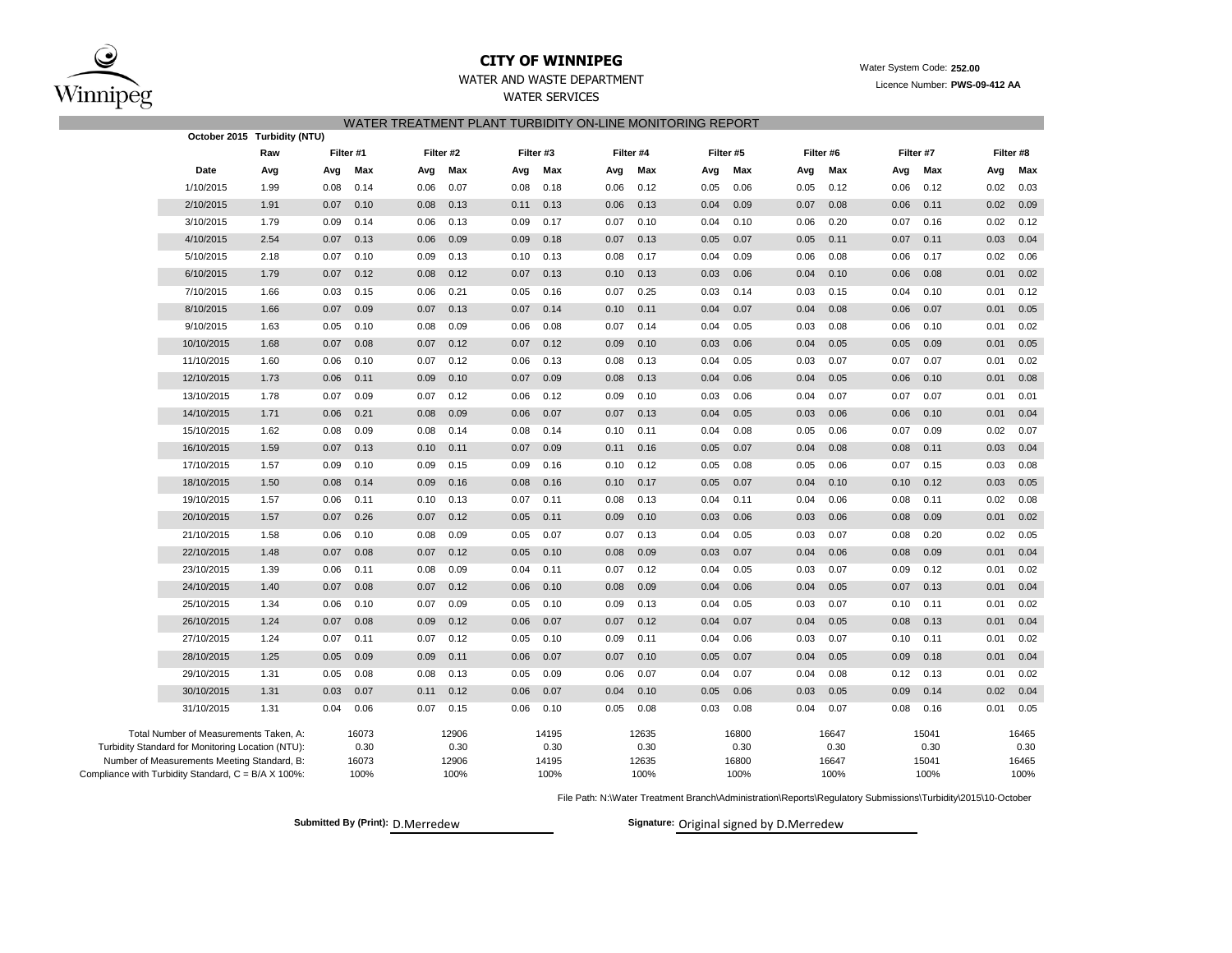# CITY OF WINNIPEG

WATER AND WASTE DEPARTMENT

WATER SERVICES

Water System Code: **252.00**

Licence Number: **PWS-09-412 AA**

## WATER TREATMENT PLANT TURBIDITY ON-LINE MONITORING REPORT

**October 2015 Turbidity (NTU)**

| | Raw | Filter #1 | | Filter #2 | | Filter #3 | | Filter #4 | | Filter #5 | | Filter #6 | | Filter #7 | | Filter #8 | |
|---|---|---|---|---|---|---|---|---|---|---|---|---|---|---|---|---|---|
| **Date** | **Avg** | **Avg** | **Max** | **Avg** | **Max** | **Avg** | **Max** | **Avg** | **Max** | **Avg** | **Max** | **Avg** | **Max** | **Avg** | **Max** | **Avg** | **Max** |
| 1/10/2015 | 1.99 | 0.08 | 0.14 | 0.06 | 0.07 | 0.08 | 0.18 | 0.06 | 0.12 | 0.05 | 0.06 | 0.05 | 0.12 | 0.06 | 0.12 | 0.02 | 0.03 |
| 2/10/2015 | 1.91 | 0.07 | 0.10 | 0.08 | 0.13 | 0.11 | 0.13 | 0.06 | 0.13 | 0.04 | 0.09 | 0.07 | 0.08 | 0.06 | 0.11 | 0.02 | 0.09 |
| 3/10/2015 | 1.79 | 0.09 | 0.14 | 0.06 | 0.13 | 0.09 | 0.17 | 0.07 | 0.10 | 0.04 | 0.10 | 0.06 | 0.20 | 0.07 | 0.16 | 0.02 | 0.12 |
| 4/10/2015 | 2.54 | 0.07 | 0.13 | 0.06 | 0.09 | 0.09 | 0.18 | 0.07 | 0.13 | 0.05 | 0.07 | 0.05 | 0.11 | 0.07 | 0.11 | 0.03 | 0.04 |
| 5/10/2015 | 2.18 | 0.07 | 0.10 | 0.09 | 0.13 | 0.10 | 0.13 | 0.08 | 0.17 | 0.04 | 0.09 | 0.06 | 0.08 | 0.06 | 0.17 | 0.02 | 0.06 |
| 6/10/2015 | 1.79 | 0.07 | 0.12 | 0.08 | 0.12 | 0.07 | 0.13 | 0.10 | 0.13 | 0.03 | 0.06 | 0.04 | 0.10 | 0.06 | 0.08 | 0.01 | 0.02 |
| 7/10/2015 | 1.66 | 0.03 | 0.15 | 0.06 | 0.21 | 0.05 | 0.16 | 0.07 | 0.25 | 0.03 | 0.14 | 0.03 | 0.15 | 0.04 | 0.10 | 0.01 | 0.12 |
| 8/10/2015 | 1.66 | 0.07 | 0.09 | 0.07 | 0.13 | 0.07 | 0.14 | 0.10 | 0.11 | 0.04 | 0.07 | 0.04 | 0.08 | 0.06 | 0.07 | 0.01 | 0.05 |
| 9/10/2015 | 1.63 | 0.05 | 0.10 | 0.08 | 0.09 | 0.06 | 0.08 | 0.07 | 0.14 | 0.04 | 0.05 | 0.03 | 0.08 | 0.06 | 0.10 | 0.01 | 0.02 |
| 10/10/2015 | 1.68 | 0.07 | 0.08 | 0.07 | 0.12 | 0.07 | 0.12 | 0.09 | 0.10 | 0.03 | 0.06 | 0.04 | 0.05 | 0.05 | 0.09 | 0.01 | 0.05 |
| 11/10/2015 | 1.60 | 0.06 | 0.10 | 0.07 | 0.12 | 0.06 | 0.13 | 0.08 | 0.13 | 0.04 | 0.05 | 0.03 | 0.07 | 0.07 | 0.07 | 0.01 | 0.02 |
| 12/10/2015 | 1.73 | 0.06 | 0.11 | 0.09 | 0.10 | 0.07 | 0.09 | 0.08 | 0.13 | 0.04 | 0.06 | 0.04 | 0.05 | 0.06 | 0.10 | 0.01 | 0.08 |
| 13/10/2015 | 1.78 | 0.07 | 0.09 | 0.07 | 0.12 | 0.06 | 0.12 | 0.09 | 0.10 | 0.03 | 0.06 | 0.04 | 0.07 | 0.07 | 0.07 | 0.01 | 0.01 |
| 14/10/2015 | 1.71 | 0.06 | 0.21 | 0.08 | 0.09 | 0.06 | 0.07 | 0.07 | 0.13 | 0.04 | 0.05 | 0.03 | 0.06 | 0.06 | 0.10 | 0.01 | 0.04 |
| 15/10/2015 | 1.62 | 0.08 | 0.09 | 0.08 | 0.14 | 0.08 | 0.14 | 0.10 | 0.11 | 0.04 | 0.08 | 0.05 | 0.06 | 0.07 | 0.09 | 0.02 | 0.07 |
| 16/10/2015 | 1.59 | 0.07 | 0.13 | 0.10 | 0.11 | 0.07 | 0.09 | 0.11 | 0.16 | 0.05 | 0.07 | 0.04 | 0.08 | 0.08 | 0.11 | 0.03 | 0.04 |
| 17/10/2015 | 1.57 | 0.09 | 0.10 | 0.09 | 0.15 | 0.09 | 0.16 | 0.10 | 0.12 | 0.05 | 0.08 | 0.05 | 0.06 | 0.07 | 0.15 | 0.03 | 0.08 |
| 18/10/2015 | 1.50 | 0.08 | 0.14 | 0.09 | 0.16 | 0.08 | 0.16 | 0.10 | 0.17 | 0.05 | 0.07 | 0.04 | 0.10 | 0.10 | 0.12 | 0.03 | 0.05 |
| 19/10/2015 | 1.57 | 0.06 | 0.11 | 0.10 | 0.13 | 0.07 | 0.11 | 0.08 | 0.13 | 0.04 | 0.11 | 0.04 | 0.06 | 0.08 | 0.11 | 0.02 | 0.08 |
| 20/10/2015 | 1.57 | 0.07 | 0.26 | 0.07 | 0.12 | 0.05 | 0.11 | 0.09 | 0.10 | 0.03 | 0.06 | 0.03 | 0.06 | 0.08 | 0.09 | 0.01 | 0.02 |
| 21/10/2015 | 1.58 | 0.06 | 0.10 | 0.08 | 0.09 | 0.05 | 0.07 | 0.07 | 0.13 | 0.04 | 0.05 | 0.03 | 0.07 | 0.08 | 0.20 | 0.02 | 0.05 |
| 22/10/2015 | 1.48 | 0.07 | 0.08 | 0.07 | 0.12 | 0.05 | 0.10 | 0.08 | 0.09 | 0.03 | 0.07 | 0.04 | 0.06 | 0.08 | 0.09 | 0.01 | 0.04 |
| 23/10/2015 | 1.39 | 0.06 | 0.11 | 0.08 | 0.09 | 0.04 | 0.11 | 0.07 | 0.12 | 0.04 | 0.05 | 0.03 | 0.07 | 0.09 | 0.12 | 0.01 | 0.02 |
| 24/10/2015 | 1.40 | 0.07 | 0.08 | 0.07 | 0.12 | 0.06 | 0.10 | 0.08 | 0.09 | 0.04 | 0.06 | 0.04 | 0.05 | 0.07 | 0.13 | 0.01 | 0.04 |
| 25/10/2015 | 1.34 | 0.06 | 0.10 | 0.07 | 0.09 | 0.05 | 0.10 | 0.09 | 0.13 | 0.04 | 0.05 | 0.03 | 0.07 | 0.10 | 0.11 | 0.01 | 0.02 |
| 26/10/2015 | 1.24 | 0.07 | 0.08 | 0.09 | 0.12 | 0.06 | 0.07 | 0.07 | 0.12 | 0.04 | 0.07 | 0.04 | 0.05 | 0.08 | 0.13 | 0.01 | 0.04 |
| 27/10/2015 | 1.24 | 0.07 | 0.11 | 0.07 | 0.12 | 0.05 | 0.10 | 0.09 | 0.11 | 0.04 | 0.06 | 0.03 | 0.07 | 0.10 | 0.11 | 0.01 | 0.02 |
| 28/10/2015 | 1.25 | 0.05 | 0.09 | 0.09 | 0.11 | 0.06 | 0.07 | 0.07 | 0.10 | 0.05 | 0.07 | 0.04 | 0.05 | 0.09 | 0.18 | 0.01 | 0.04 |
| 29/10/2015 | 1.31 | 0.05 | 0.08 | 0.08 | 0.13 | 0.05 | 0.09 | 0.06 | 0.07 | 0.04 | 0.07 | 0.04 | 0.08 | 0.12 | 0.13 | 0.01 | 0.02 |
| 30/10/2015 | 1.31 | 0.03 | 0.07 | 0.11 | 0.12 | 0.06 | 0.07 | 0.04 | 0.10 | 0.05 | 0.06 | 0.03 | 0.05 | 0.09 | 0.14 | 0.02 | 0.04 |
| 31/10/2015 | 1.31 | 0.04 | 0.06 | 0.07 | 0.15 | 0.06 | 0.10 | 0.05 | 0.08 | 0.03 | 0.08 | 0.04 | 0.07 | 0.08 | 0.16 | 0.01 | 0.05 |
| Total Number of Measurements Taken, A: | | | 16073 | | 12906 | | 14195 | | 12635 | | 16800 | | 16647 | | 15041 | | 16465 |
| Turbidity Standard for Monitoring Location (NTU): | | | 0.30 | | 0.30 | | 0.30 | | 0.30 | | 0.30 | | 0.30 | | 0.30 | | 0.30 |
| Number of Measurements Meeting Standard, B: | | | 16073 | | 12906 | | 14195 | | 12635 | | 16800 | | 16647 | | 15041 | | 16465 |
| Compliance with Turbidity Standard, C = B/A X 100%: | | | 100% | | 100% | | 100% | | 100% | | 100% | | 100% | | 100% | | 100% |

File Path: N:\Water Treatment Branch\Administration\Reports\Regulatory Submissions\Turbidity\2015\10-October

**Submitted By (Print):** D.Merredew

**Signature:** Original signed by D.Merredew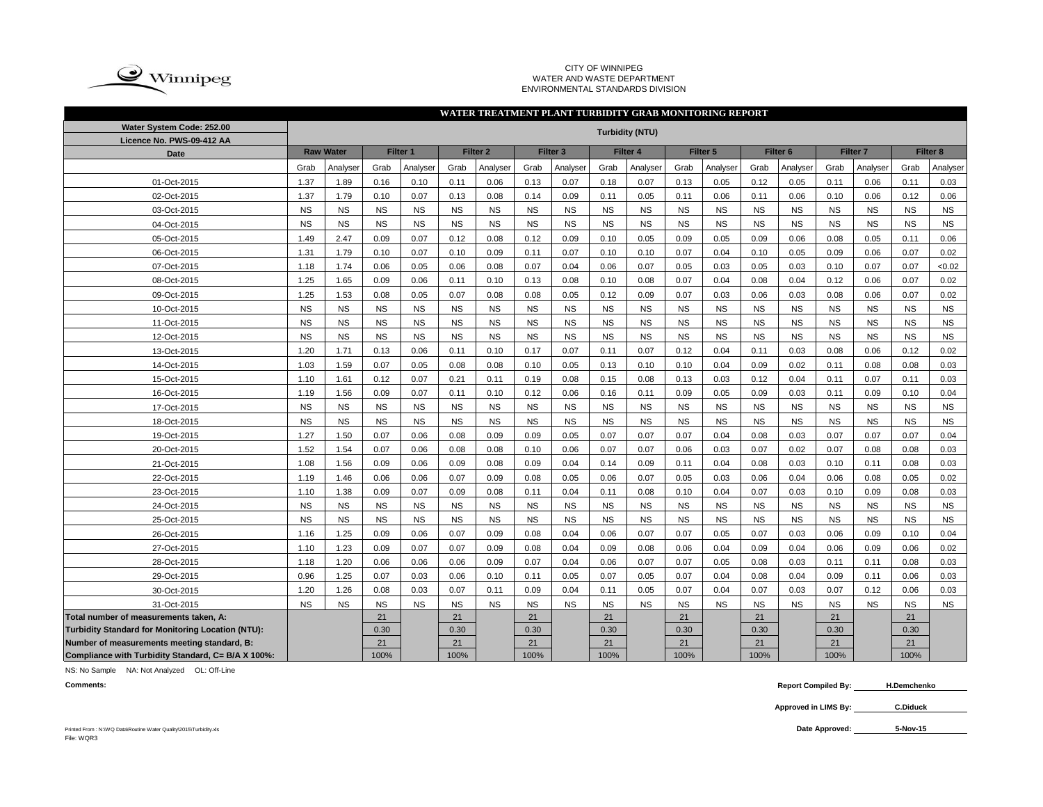CITY OF WINNIPEG
WATER AND WASTE DEPARTMENT
ENVIRONMENTAL STANDARDS DIVISION

## WATER TREATMENT PLANT TURBIDITY GRAB MONITORING REPORT

| Water System Code: 252.00 / Licence No. PWS-09-412 AA | Turbidity (NTU) | | | | | | | | | | | | | | | | | |
|---|---|---|---|---|---|---|---|---|---|---|---|---|---|---|---|---|---|---|
| Date | Raw Water | | Filter 1 | | Filter 2 | | Filter 3 | | Filter 4 | | Filter 5 | | Filter 6 | | Filter 7 | | Filter 8 | |
| | Grab | Analyser | Grab | Analyser | Grab | Analyser | Grab | Analyser | Grab | Analyser | Grab | Analyser | Grab | Analyser | Grab | Analyser | Grab | Analyser |
| 01-Oct-2015 | 1.37 | 1.89 | 0.16 | 0.10 | 0.11 | 0.06 | 0.13 | 0.07 | 0.18 | 0.07 | 0.13 | 0.05 | 0.12 | 0.05 | 0.11 | 0.06 | 0.11 | 0.03 |
| 02-Oct-2015 | 1.37 | 1.79 | 0.10 | 0.07 | 0.13 | 0.08 | 0.14 | 0.09 | 0.11 | 0.05 | 0.11 | 0.06 | 0.11 | 0.06 | 0.10 | 0.06 | 0.12 | 0.06 |
| 03-Oct-2015 | NS | NS | NS | NS | NS | NS | NS | NS | NS | NS | NS | NS | NS | NS | NS | NS | NS | NS |
| 04-Oct-2015 | NS | NS | NS | NS | NS | NS | NS | NS | NS | NS | NS | NS | NS | NS | NS | NS | NS | NS |
| 05-Oct-2015 | 1.49 | 2.47 | 0.09 | 0.07 | 0.12 | 0.08 | 0.12 | 0.09 | 0.10 | 0.05 | 0.09 | 0.05 | 0.09 | 0.06 | 0.08 | 0.05 | 0.11 | 0.06 |
| 06-Oct-2015 | 1.31 | 1.79 | 0.10 | 0.07 | 0.10 | 0.09 | 0.11 | 0.07 | 0.10 | 0.10 | 0.07 | 0.04 | 0.10 | 0.05 | 0.09 | 0.06 | 0.07 | 0.02 |
| 07-Oct-2015 | 1.18 | 1.74 | 0.06 | 0.05 | 0.06 | 0.08 | 0.07 | 0.04 | 0.06 | 0.07 | 0.05 | 0.03 | 0.05 | 0.03 | 0.10 | 0.07 | 0.07 | <0.02 |
| 08-Oct-2015 | 1.25 | 1.65 | 0.09 | 0.06 | 0.11 | 0.10 | 0.13 | 0.08 | 0.10 | 0.08 | 0.07 | 0.04 | 0.08 | 0.04 | 0.12 | 0.06 | 0.07 | 0.02 |
| 09-Oct-2015 | 1.25 | 1.53 | 0.08 | 0.05 | 0.07 | 0.08 | 0.08 | 0.05 | 0.12 | 0.09 | 0.07 | 0.03 | 0.06 | 0.03 | 0.08 | 0.06 | 0.07 | 0.02 |
| 10-Oct-2015 | NS | NS | NS | NS | NS | NS | NS | NS | NS | NS | NS | NS | NS | NS | NS | NS | NS | NS |
| 11-Oct-2015 | NS | NS | NS | NS | NS | NS | NS | NS | NS | NS | NS | NS | NS | NS | NS | NS | NS | NS |
| 12-Oct-2015 | NS | NS | NS | NS | NS | NS | NS | NS | NS | NS | NS | NS | NS | NS | NS | NS | NS | NS |
| 13-Oct-2015 | 1.20 | 1.71 | 0.13 | 0.06 | 0.11 | 0.10 | 0.17 | 0.07 | 0.11 | 0.07 | 0.12 | 0.04 | 0.11 | 0.03 | 0.08 | 0.06 | 0.12 | 0.02 |
| 14-Oct-2015 | 1.03 | 1.59 | 0.07 | 0.05 | 0.08 | 0.08 | 0.10 | 0.05 | 0.13 | 0.10 | 0.10 | 0.04 | 0.09 | 0.02 | 0.11 | 0.08 | 0.08 | 0.03 |
| 15-Oct-2015 | 1.10 | 1.61 | 0.12 | 0.07 | 0.21 | 0.11 | 0.19 | 0.08 | 0.15 | 0.08 | 0.13 | 0.03 | 0.12 | 0.04 | 0.11 | 0.07 | 0.11 | 0.03 |
| 16-Oct-2015 | 1.19 | 1.56 | 0.09 | 0.07 | 0.11 | 0.10 | 0.12 | 0.06 | 0.16 | 0.11 | 0.09 | 0.05 | 0.09 | 0.03 | 0.11 | 0.09 | 0.10 | 0.04 |
| 17-Oct-2015 | NS | NS | NS | NS | NS | NS | NS | NS | NS | NS | NS | NS | NS | NS | NS | NS | NS | NS |
| 18-Oct-2015 | NS | NS | NS | NS | NS | NS | NS | NS | NS | NS | NS | NS | NS | NS | NS | NS | NS | NS |
| 19-Oct-2015 | 1.27 | 1.50 | 0.07 | 0.06 | 0.08 | 0.09 | 0.09 | 0.05 | 0.07 | 0.07 | 0.07 | 0.04 | 0.08 | 0.03 | 0.07 | 0.07 | 0.07 | 0.04 |
| 20-Oct-2015 | 1.52 | 1.54 | 0.07 | 0.06 | 0.08 | 0.08 | 0.10 | 0.06 | 0.07 | 0.07 | 0.06 | 0.03 | 0.07 | 0.02 | 0.07 | 0.08 | 0.08 | 0.03 |
| 21-Oct-2015 | 1.08 | 1.56 | 0.09 | 0.06 | 0.09 | 0.08 | 0.09 | 0.04 | 0.14 | 0.09 | 0.11 | 0.04 | 0.08 | 0.03 | 0.10 | 0.11 | 0.08 | 0.03 |
| 22-Oct-2015 | 1.19 | 1.46 | 0.06 | 0.06 | 0.07 | 0.09 | 0.08 | 0.05 | 0.06 | 0.07 | 0.05 | 0.03 | 0.06 | 0.04 | 0.06 | 0.08 | 0.05 | 0.02 |
| 23-Oct-2015 | 1.10 | 1.38 | 0.09 | 0.07 | 0.09 | 0.08 | 0.11 | 0.04 | 0.11 | 0.08 | 0.10 | 0.04 | 0.07 | 0.03 | 0.10 | 0.09 | 0.08 | 0.03 |
| 24-Oct-2015 | NS | NS | NS | NS | NS | NS | NS | NS | NS | NS | NS | NS | NS | NS | NS | NS | NS | NS |
| 25-Oct-2015 | NS | NS | NS | NS | NS | NS | NS | NS | NS | NS | NS | NS | NS | NS | NS | NS | NS | NS |
| 26-Oct-2015 | 1.16 | 1.25 | 0.09 | 0.06 | 0.07 | 0.09 | 0.08 | 0.04 | 0.06 | 0.07 | 0.07 | 0.05 | 0.07 | 0.03 | 0.06 | 0.09 | 0.10 | 0.04 |
| 27-Oct-2015 | 1.10 | 1.23 | 0.09 | 0.07 | 0.07 | 0.09 | 0.08 | 0.04 | 0.09 | 0.08 | 0.06 | 0.04 | 0.09 | 0.04 | 0.06 | 0.09 | 0.06 | 0.02 |
| 28-Oct-2015 | 1.18 | 1.20 | 0.06 | 0.06 | 0.06 | 0.09 | 0.07 | 0.04 | 0.06 | 0.07 | 0.07 | 0.05 | 0.08 | 0.03 | 0.11 | 0.11 | 0.08 | 0.03 |
| 29-Oct-2015 | 0.96 | 1.25 | 0.07 | 0.03 | 0.06 | 0.10 | 0.11 | 0.05 | 0.07 | 0.05 | 0.07 | 0.04 | 0.08 | 0.04 | 0.09 | 0.11 | 0.06 | 0.03 |
| 30-Oct-2015 | 1.20 | 1.26 | 0.08 | 0.03 | 0.07 | 0.11 | 0.09 | 0.04 | 0.11 | 0.05 | 0.07 | 0.04 | 0.07 | 0.03 | 0.07 | 0.12 | 0.06 | 0.03 |
| 31-Oct-2015 | NS | NS | NS | NS | NS | NS | NS | NS | NS | NS | NS | NS | NS | NS | NS | NS | NS | NS |
| **Total number of measurements taken, A:** | | | 21 | | 21 | | 21 | | 21 | | 21 | | 21 | | 21 | | 21 | |
| **Turbidity Standard for Monitoring Location (NTU):** | | | 0.30 | | 0.30 | | 0.30 | | 0.30 | | 0.30 | | 0.30 | | 0.30 | | 0.30 | |
| **Number of measurements meeting standard, B:** | | | 21 | | 21 | | 21 | | 21 | | 21 | | 21 | | 21 | | 21 | |
| **Compliance with Turbidity Standard, C= B/A X 100%:** | | | 100% | | 100% | | 100% | | 100% | | 100% | | 100% | | 100% | | 100% | |

NS: No Sample NA: Not Analyzed OL: Off-Line

**Comments:**

**Report Compiled By:** H.Demchenko

**Approved in LIMS By:** C.Diduck

**Date Approved:** 5-Nov-15

Printed From : N:\WQ Data\Routine Water Quality\2015\Turbidity.xls
File: WQR3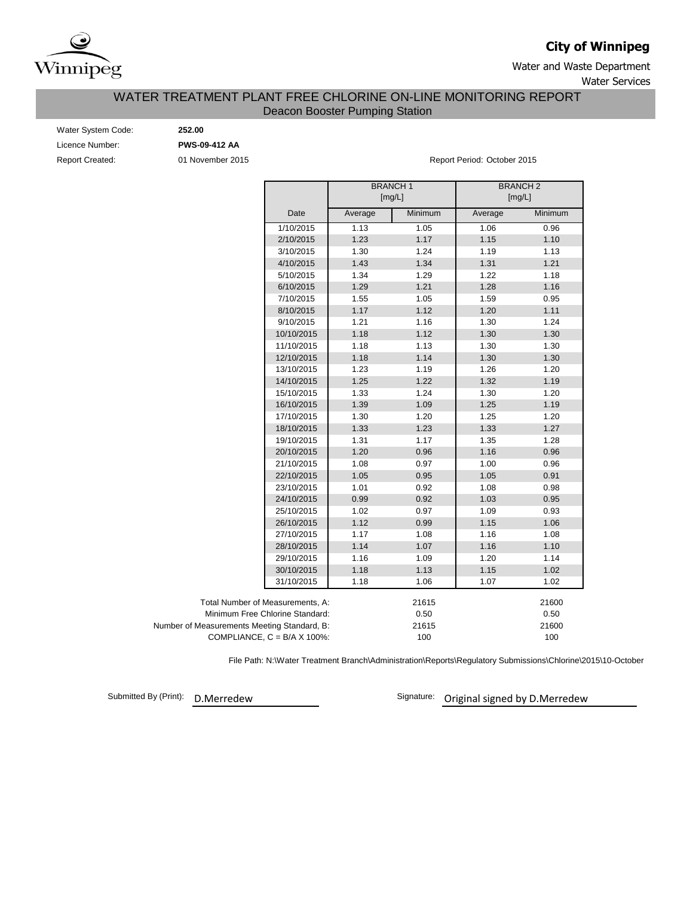**City of Winnipeg**

Water and Waste Department

Water Services

# WATER TREATMENT PLANT FREE CHLORINE ON-LINE MONITORING REPORT

## Deacon Booster Pumping Station

Water System Code: **252.00**

Licence Number: **PWS-09-412 AA**

Report Created: 01 November 2015

Report Period: October 2015

| | BRANCH 1 [mg/L] | | BRANCH 2 [mg/L] | |
|---|---|---|---|---|
| Date | Average | Minimum | Average | Minimum |
| 1/10/2015 | 1.13 | 1.05 | 1.06 | 0.96 |
| 2/10/2015 | 1.23 | 1.17 | 1.15 | 1.10 |
| 3/10/2015 | 1.30 | 1.24 | 1.19 | 1.13 |
| 4/10/2015 | 1.43 | 1.34 | 1.31 | 1.21 |
| 5/10/2015 | 1.34 | 1.29 | 1.22 | 1.18 |
| 6/10/2015 | 1.29 | 1.21 | 1.28 | 1.16 |
| 7/10/2015 | 1.55 | 1.05 | 1.59 | 0.95 |
| 8/10/2015 | 1.17 | 1.12 | 1.20 | 1.11 |
| 9/10/2015 | 1.21 | 1.16 | 1.30 | 1.24 |
| 10/10/2015 | 1.18 | 1.12 | 1.30 | 1.30 |
| 11/10/2015 | 1.18 | 1.13 | 1.30 | 1.30 |
| 12/10/2015 | 1.18 | 1.14 | 1.30 | 1.30 |
| 13/10/2015 | 1.23 | 1.19 | 1.26 | 1.20 |
| 14/10/2015 | 1.25 | 1.22 | 1.32 | 1.19 |
| 15/10/2015 | 1.33 | 1.24 | 1.30 | 1.20 |
| 16/10/2015 | 1.39 | 1.09 | 1.25 | 1.19 |
| 17/10/2015 | 1.30 | 1.20 | 1.25 | 1.20 |
| 18/10/2015 | 1.33 | 1.23 | 1.33 | 1.27 |
| 19/10/2015 | 1.31 | 1.17 | 1.35 | 1.28 |
| 20/10/2015 | 1.20 | 0.96 | 1.16 | 0.96 |
| 21/10/2015 | 1.08 | 0.97 | 1.00 | 0.96 |
| 22/10/2015 | 1.05 | 0.95 | 1.05 | 0.91 |
| 23/10/2015 | 1.01 | 0.92 | 1.08 | 0.98 |
| 24/10/2015 | 0.99 | 0.92 | 1.03 | 0.95 |
| 25/10/2015 | 1.02 | 0.97 | 1.09 | 0.93 |
| 26/10/2015 | 1.12 | 0.99 | 1.15 | 1.06 |
| 27/10/2015 | 1.17 | 1.08 | 1.16 | 1.08 |
| 28/10/2015 | 1.14 | 1.07 | 1.16 | 1.10 |
| 29/10/2015 | 1.16 | 1.09 | 1.20 | 1.14 |
| 30/10/2015 | 1.18 | 1.13 | 1.15 | 1.02 |
| 31/10/2015 | 1.18 | 1.06 | 1.07 | 1.02 |

| | BRANCH 1 | BRANCH 2 |
|---|---|---|
| Total Number of Measurements, A: | 21615 | 21600 |
| Minimum Free Chlorine Standard: | 0.50 | 0.50 |
| Number of Measurements Meeting Standard, B: | 21615 | 21600 |
| COMPLIANCE, C = B/A X 100%: | 100 | 100 |

File Path: N:\Water Treatment Branch\Administration\Reports\Regulatory Submissions\Chlorine\2015\10-October

Submitted By (Print): D.Merredew

Signature: Original signed by D.Merredew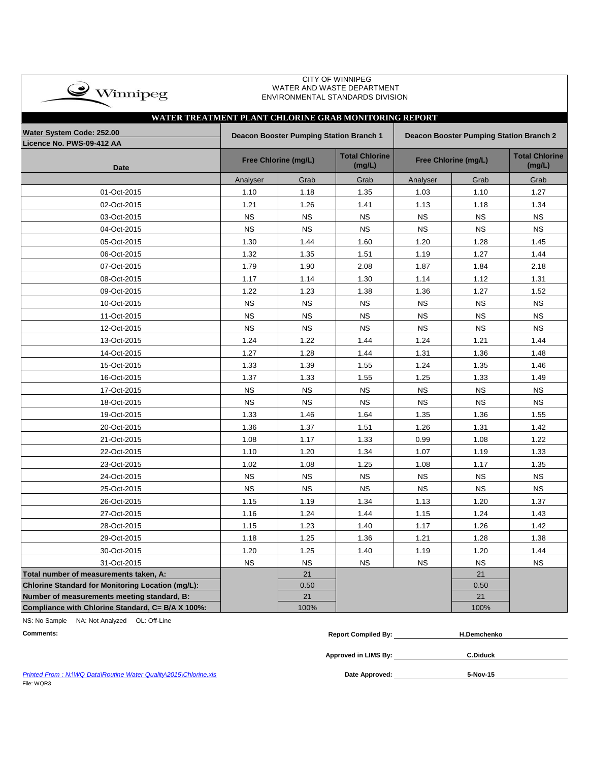CITY OF WINNIPEG
WATER AND WASTE DEPARTMENT
ENVIRONMENTAL STANDARDS DIVISION

## WATER TREATMENT PLANT CHLORINE GRAB MONITORING REPORT

| Water System Code: 252.00<br>Licence No. PWS-09-412 AA | Deacon Booster Pumping Station Branch 1 | | | Deacon Booster Pumping Station Branch 2 | | |
|---|---|---|---|---|---|---|
| Date | Free Chlorine (mg/L) | | Total Chlorine (mg/L) | Free Chlorine (mg/L) | | Total Chlorine (mg/L) |
| | Analyser | Grab | Grab | Analyser | Grab | Grab |
| 01-Oct-2015 | 1.10 | 1.18 | 1.35 | 1.03 | 1.10 | 1.27 |
| 02-Oct-2015 | 1.21 | 1.26 | 1.41 | 1.13 | 1.18 | 1.34 |
| 03-Oct-2015 | NS | NS | NS | NS | NS | NS |
| 04-Oct-2015 | NS | NS | NS | NS | NS | NS |
| 05-Oct-2015 | 1.30 | 1.44 | 1.60 | 1.20 | 1.28 | 1.45 |
| 06-Oct-2015 | 1.32 | 1.35 | 1.51 | 1.19 | 1.27 | 1.44 |
| 07-Oct-2015 | 1.79 | 1.90 | 2.08 | 1.87 | 1.84 | 2.18 |
| 08-Oct-2015 | 1.17 | 1.14 | 1.30 | 1.14 | 1.12 | 1.31 |
| 09-Oct-2015 | 1.22 | 1.23 | 1.38 | 1.36 | 1.27 | 1.52 |
| 10-Oct-2015 | NS | NS | NS | NS | NS | NS |
| 11-Oct-2015 | NS | NS | NS | NS | NS | NS |
| 12-Oct-2015 | NS | NS | NS | NS | NS | NS |
| 13-Oct-2015 | 1.24 | 1.22 | 1.44 | 1.24 | 1.21 | 1.44 |
| 14-Oct-2015 | 1.27 | 1.28 | 1.44 | 1.31 | 1.36 | 1.48 |
| 15-Oct-2015 | 1.33 | 1.39 | 1.55 | 1.24 | 1.35 | 1.46 |
| 16-Oct-2015 | 1.37 | 1.33 | 1.55 | 1.25 | 1.33 | 1.49 |
| 17-Oct-2015 | NS | NS | NS | NS | NS | NS |
| 18-Oct-2015 | NS | NS | NS | NS | NS | NS |
| 19-Oct-2015 | 1.33 | 1.46 | 1.64 | 1.35 | 1.36 | 1.55 |
| 20-Oct-2015 | 1.36 | 1.37 | 1.51 | 1.26 | 1.31 | 1.42 |
| 21-Oct-2015 | 1.08 | 1.17 | 1.33 | 0.99 | 1.08 | 1.22 |
| 22-Oct-2015 | 1.10 | 1.20 | 1.34 | 1.07 | 1.19 | 1.33 |
| 23-Oct-2015 | 1.02 | 1.08 | 1.25 | 1.08 | 1.17 | 1.35 |
| 24-Oct-2015 | NS | NS | NS | NS | NS | NS |
| 25-Oct-2015 | NS | NS | NS | NS | NS | NS |
| 26-Oct-2015 | 1.15 | 1.19 | 1.34 | 1.13 | 1.20 | 1.37 |
| 27-Oct-2015 | 1.16 | 1.24 | 1.44 | 1.15 | 1.24 | 1.43 |
| 28-Oct-2015 | 1.15 | 1.23 | 1.40 | 1.17 | 1.26 | 1.42 |
| 29-Oct-2015 | 1.18 | 1.25 | 1.36 | 1.21 | 1.28 | 1.38 |
| 30-Oct-2015 | 1.20 | 1.25 | 1.40 | 1.19 | 1.20 | 1.44 |
| 31-Oct-2015 | NS | NS | NS | NS | NS | NS |
| **Total number of measurements taken, A:** | | 21 | | | 21 | |
| **Chlorine Standard for Monitoring Location (mg/L):** | | 0.50 | | | 0.50 | |
| **Number of measurements meeting standard, B:** | | 21 | | | 21 | |
| **Compliance with Chlorine Standard, C= B/A X 100%:** | | 100% | | | 100% | |

NS: No Sample NA: Not Analyzed OL: Off-Line

**Comments:**

**Report Compiled By:** H.Demchenko

**Approved in LIMS By:** C.Diduck

**Date Approved:** 5-Nov-15

*Printed From : N:\WQ Data\Routine Water Quality\2015\Chlorine.xls*

File: WQR3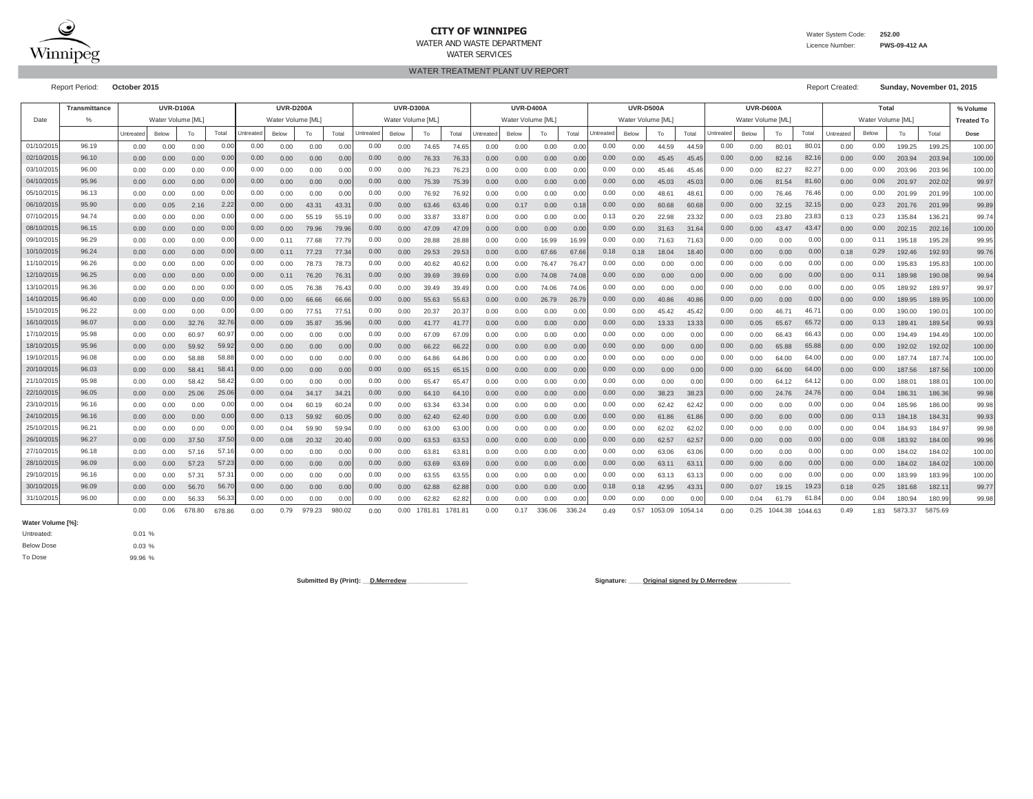# CITY OF WINNIPEG

WATER AND WASTE DEPARTMENT

WATER SERVICES

Water System Code: **252.00**

Licence Number: **PWS-09-412 AA**

## WATER TREATMENT PLANT UV REPORT

Report Period: **October 2015**

Report Created: **Sunday, November 01, 2015**

| Date | Transmittance | UVR-D100A | | | | UVR-D200A | | | | UVR-D300A | | | | UVR-D400A | | | | UVR-D500A | | | | UVR-D600A | | | | Total | | | | % Volume |
|---|---|---|---|---|---|---|---|---|---|---|---|---|---|---|---|---|---|---|---|---|---|---|---|---|---|---|---|---|---|---|
| | % | Water Volume [ML] | | | | Water Volume [ML] | | | | Water Volume [ML] | | | | Water Volume [ML] | | | | Water Volume [ML] | | | | Water Volume [ML] | | | | Water Volume [ML] | | | | Treated To |
| | | Untreated | Below | To | Total | Untreated | Below | To | Total | Untreated | Below | To | Total | Untreated | Below | To | Total | Untreated | Below | To | Total | Untreated | Below | To | Total | Untreated | Below | To | Total | Dose |
| 01/10/2015 | 96.19 | 0.00 | 0.00 | 0.00 | 0.00 | 0.00 | 0.00 | 0.00 | 0.00 | 0.00 | 0.00 | 74.65 | 74.65 | 0.00 | 0.00 | 0.00 | 0.00 | 0.00 | 0.00 | 44.59 | 44.59 | 0.00 | 0.00 | 80.01 | 80.01 | 0.00 | 0.00 | 199.25 | 199.25 | 100.00 |
| 02/10/2015 | 96.10 | 0.00 | 0.00 | 0.00 | 0.00 | 0.00 | 0.00 | 0.00 | 0.00 | 0.00 | 0.00 | 76.33 | 76.33 | 0.00 | 0.00 | 0.00 | 0.00 | 0.00 | 0.00 | 45.45 | 45.45 | 0.00 | 0.00 | 82.16 | 82.16 | 0.00 | 0.00 | 203.94 | 203.94 | 100.00 |
| 03/10/2015 | 96.00 | 0.00 | 0.00 | 0.00 | 0.00 | 0.00 | 0.00 | 0.00 | 0.00 | 0.00 | 0.00 | 76.23 | 76.23 | 0.00 | 0.00 | 0.00 | 0.00 | 0.00 | 0.00 | 45.46 | 45.46 | 0.00 | 0.00 | 82.27 | 82.27 | 0.00 | 0.00 | 203.96 | 203.96 | 100.00 |
| 04/10/2015 | 95.96 | 0.00 | 0.00 | 0.00 | 0.00 | 0.00 | 0.00 | 0.00 | 0.00 | 0.00 | 0.00 | 75.39 | 75.39 | 0.00 | 0.00 | 0.00 | 0.00 | 0.00 | 0.00 | 45.03 | 45.03 | 0.00 | 0.06 | 81.54 | 81.60 | 0.00 | 0.06 | 201.97 | 202.02 | 99.97 |
| 05/10/2015 | 96.13 | 0.00 | 0.00 | 0.00 | 0.00 | 0.00 | 0.00 | 0.00 | 0.00 | 0.00 | 0.00 | 76.92 | 76.92 | 0.00 | 0.00 | 0.00 | 0.00 | 0.00 | 0.00 | 48.61 | 48.61 | 0.00 | 0.00 | 76.46 | 76.46 | 0.00 | 0.00 | 201.99 | 201.99 | 100.00 |
| 06/10/2015 | 95.90 | 0.00 | 0.05 | 2.16 | 2.22 | 0.00 | 0.00 | 43.31 | 43.31 | 0.00 | 0.00 | 63.46 | 63.46 | 0.00 | 0.17 | 0.00 | 0.18 | 0.00 | 0.00 | 60.68 | 60.68 | 0.00 | 0.00 | 32.15 | 32.15 | 0.00 | 0.23 | 201.76 | 201.99 | 99.89 |
| 07/10/2015 | 94.74 | 0.00 | 0.00 | 0.00 | 0.00 | 0.00 | 0.00 | 55.19 | 55.19 | 0.00 | 0.00 | 33.87 | 33.87 | 0.00 | 0.00 | 0.00 | 0.00 | 0.13 | 0.20 | 22.98 | 23.32 | 0.00 | 0.03 | 23.80 | 23.83 | 0.13 | 0.23 | 135.84 | 136.21 | 99.74 |
| 08/10/2015 | 96.15 | 0.00 | 0.00 | 0.00 | 0.00 | 0.00 | 0.00 | 79.96 | 79.96 | 0.00 | 0.00 | 47.09 | 47.09 | 0.00 | 0.00 | 0.00 | 0.00 | 0.00 | 0.00 | 31.63 | 31.64 | 0.00 | 0.00 | 43.47 | 43.47 | 0.00 | 0.00 | 202.15 | 202.16 | 100.00 |
| 09/10/2015 | 96.29 | 0.00 | 0.00 | 0.00 | 0.00 | 0.00 | 0.11 | 77.68 | 77.79 | 0.00 | 0.00 | 28.88 | 28.88 | 0.00 | 0.00 | 16.99 | 16.99 | 0.00 | 0.00 | 71.63 | 71.63 | 0.00 | 0.00 | 0.00 | 0.00 | 0.00 | 0.11 | 195.18 | 195.28 | 99.95 |
| 10/10/2015 | 96.24 | 0.00 | 0.00 | 0.00 | 0.00 | 0.00 | 0.11 | 77.23 | 77.34 | 0.00 | 0.00 | 29.53 | 29.53 | 0.00 | 0.00 | 67.66 | 67.66 | 0.18 | 0.18 | 18.04 | 18.40 | 0.00 | 0.00 | 0.00 | 0.00 | 0.18 | 0.29 | 192.46 | 192.93 | 99.76 |
| 11/10/2015 | 96.26 | 0.00 | 0.00 | 0.00 | 0.00 | 0.00 | 0.00 | 78.73 | 78.73 | 0.00 | 0.00 | 40.62 | 40.62 | 0.00 | 0.00 | 76.47 | 76.47 | 0.00 | 0.00 | 0.00 | 0.00 | 0.00 | 0.00 | 0.00 | 0.00 | 0.00 | 0.00 | 195.83 | 195.83 | 100.00 |
| 12/10/2015 | 96.25 | 0.00 | 0.00 | 0.00 | 0.00 | 0.00 | 0.11 | 76.20 | 76.31 | 0.00 | 0.00 | 39.69 | 39.69 | 0.00 | 0.00 | 74.08 | 74.08 | 0.00 | 0.00 | 0.00 | 0.00 | 0.00 | 0.00 | 0.00 | 0.00 | 0.00 | 0.11 | 189.98 | 190.08 | 99.94 |
| 13/10/2015 | 96.36 | 0.00 | 0.00 | 0.00 | 0.00 | 0.00 | 0.05 | 76.38 | 76.43 | 0.00 | 0.00 | 39.49 | 39.49 | 0.00 | 0.00 | 74.06 | 74.06 | 0.00 | 0.00 | 0.00 | 0.00 | 0.00 | 0.00 | 0.00 | 0.00 | 0.00 | 0.05 | 189.92 | 189.97 | 99.97 |
| 14/10/2015 | 96.40 | 0.00 | 0.00 | 0.00 | 0.00 | 0.00 | 0.00 | 66.66 | 66.66 | 0.00 | 0.00 | 55.63 | 55.63 | 0.00 | 0.00 | 26.79 | 26.79 | 0.00 | 0.00 | 40.86 | 40.86 | 0.00 | 0.00 | 0.00 | 0.00 | 0.00 | 0.00 | 189.95 | 189.95 | 100.00 |
| 15/10/2015 | 96.22 | 0.00 | 0.00 | 0.00 | 0.00 | 0.00 | 0.00 | 77.51 | 77.51 | 0.00 | 0.00 | 20.37 | 20.37 | 0.00 | 0.00 | 0.00 | 0.00 | 0.00 | 0.00 | 45.42 | 45.42 | 0.00 | 0.00 | 46.71 | 46.71 | 0.00 | 0.00 | 190.00 | 190.01 | 100.00 |
| 16/10/2015 | 96.07 | 0.00 | 0.00 | 32.76 | 32.76 | 0.00 | 0.09 | 35.87 | 35.96 | 0.00 | 0.00 | 41.77 | 41.77 | 0.00 | 0.00 | 0.00 | 0.00 | 0.00 | 0.00 | 13.33 | 13.33 | 0.00 | 0.05 | 65.67 | 65.72 | 0.00 | 0.13 | 189.41 | 189.54 | 99.93 |
| 17/10/2015 | 95.98 | 0.00 | 0.00 | 60.97 | 60.97 | 0.00 | 0.00 | 0.00 | 0.00 | 0.00 | 0.00 | 67.09 | 67.09 | 0.00 | 0.00 | 0.00 | 0.00 | 0.00 | 0.00 | 0.00 | 0.00 | 0.00 | 0.00 | 66.43 | 66.43 | 0.00 | 0.00 | 194.49 | 194.49 | 100.00 |
| 18/10/2015 | 95.96 | 0.00 | 0.00 | 59.92 | 59.92 | 0.00 | 0.00 | 0.00 | 0.00 | 0.00 | 0.00 | 66.22 | 66.22 | 0.00 | 0.00 | 0.00 | 0.00 | 0.00 | 0.00 | 0.00 | 0.00 | 0.00 | 0.00 | 65.88 | 65.88 | 0.00 | 0.00 | 192.02 | 192.02 | 100.00 |
| 19/10/2015 | 96.08 | 0.00 | 0.00 | 58.88 | 58.88 | 0.00 | 0.00 | 0.00 | 0.00 | 0.00 | 0.00 | 64.86 | 64.86 | 0.00 | 0.00 | 0.00 | 0.00 | 0.00 | 0.00 | 0.00 | 0.00 | 0.00 | 0.00 | 64.00 | 64.00 | 0.00 | 0.00 | 187.74 | 187.74 | 100.00 |
| 20/10/2015 | 96.03 | 0.00 | 0.00 | 58.41 | 58.41 | 0.00 | 0.00 | 0.00 | 0.00 | 0.00 | 0.00 | 65.15 | 65.15 | 0.00 | 0.00 | 0.00 | 0.00 | 0.00 | 0.00 | 0.00 | 0.00 | 0.00 | 0.00 | 64.00 | 64.00 | 0.00 | 0.00 | 187.56 | 187.56 | 100.00 |
| 21/10/2015 | 95.98 | 0.00 | 0.00 | 58.42 | 58.42 | 0.00 | 0.00 | 0.00 | 0.00 | 0.00 | 0.00 | 65.47 | 65.47 | 0.00 | 0.00 | 0.00 | 0.00 | 0.00 | 0.00 | 0.00 | 0.00 | 0.00 | 0.00 | 64.12 | 64.12 | 0.00 | 0.00 | 188.01 | 188.01 | 100.00 |
| 22/10/2015 | 96.05 | 0.00 | 0.00 | 25.06 | 25.06 | 0.00 | 0.04 | 34.17 | 34.21 | 0.00 | 0.00 | 64.10 | 64.10 | 0.00 | 0.00 | 0.00 | 0.00 | 0.00 | 0.00 | 38.23 | 38.23 | 0.00 | 0.00 | 24.76 | 24.76 | 0.00 | 0.04 | 186.31 | 186.36 | 99.98 |
| 23/10/2015 | 96.16 | 0.00 | 0.00 | 0.00 | 0.00 | 0.00 | 0.04 | 60.19 | 60.24 | 0.00 | 0.00 | 63.34 | 63.34 | 0.00 | 0.00 | 0.00 | 0.00 | 0.00 | 0.00 | 62.42 | 62.42 | 0.00 | 0.00 | 0.00 | 0.00 | 0.00 | 0.04 | 185.96 | 186.00 | 99.98 |
| 24/10/2015 | 96.16 | 0.00 | 0.00 | 0.00 | 0.00 | 0.00 | 0.13 | 59.92 | 60.05 | 0.00 | 0.00 | 62.40 | 62.40 | 0.00 | 0.00 | 0.00 | 0.00 | 0.00 | 0.00 | 61.86 | 61.86 | 0.00 | 0.00 | 0.00 | 0.00 | 0.00 | 0.13 | 184.18 | 184.31 | 99.93 |
| 25/10/2015 | 96.21 | 0.00 | 0.00 | 0.00 | 0.00 | 0.00 | 0.04 | 59.90 | 59.94 | 0.00 | 0.00 | 63.00 | 63.00 | 0.00 | 0.00 | 0.00 | 0.00 | 0.00 | 0.00 | 62.02 | 62.02 | 0.00 | 0.00 | 0.00 | 0.00 | 0.00 | 0.04 | 184.93 | 184.97 | 99.98 |
| 26/10/2015 | 96.27 | 0.00 | 0.00 | 37.50 | 37.50 | 0.00 | 0.08 | 20.32 | 20.40 | 0.00 | 0.00 | 63.53 | 63.53 | 0.00 | 0.00 | 0.00 | 0.00 | 0.00 | 0.00 | 62.57 | 62.57 | 0.00 | 0.00 | 0.00 | 0.00 | 0.00 | 0.08 | 183.92 | 184.00 | 99.96 |
| 27/10/2015 | 96.18 | 0.00 | 0.00 | 57.16 | 57.16 | 0.00 | 0.00 | 0.00 | 0.00 | 0.00 | 0.00 | 63.81 | 63.81 | 0.00 | 0.00 | 0.00 | 0.00 | 0.00 | 0.00 | 63.06 | 63.06 | 0.00 | 0.00 | 0.00 | 0.00 | 0.00 | 0.00 | 184.02 | 184.02 | 100.00 |
| 28/10/2015 | 96.09 | 0.00 | 0.00 | 57.23 | 57.23 | 0.00 | 0.00 | 0.00 | 0.00 | 0.00 | 0.00 | 63.69 | 63.69 | 0.00 | 0.00 | 0.00 | 0.00 | 0.00 | 0.00 | 63.11 | 63.11 | 0.00 | 0.00 | 0.00 | 0.00 | 0.00 | 0.00 | 184.02 | 184.02 | 100.00 |
| 29/10/2015 | 96.16 | 0.00 | 0.00 | 57.31 | 57.31 | 0.00 | 0.00 | 0.00 | 0.00 | 0.00 | 0.00 | 63.55 | 63.55 | 0.00 | 0.00 | 0.00 | 0.00 | 0.00 | 0.00 | 63.13 | 63.13 | 0.00 | 0.00 | 0.00 | 0.00 | 0.00 | 0.00 | 183.99 | 183.99 | 100.00 |
| 30/10/2015 | 96.09 | 0.00 | 0.00 | 56.70 | 56.70 | 0.00 | 0.00 | 0.00 | 0.00 | 0.00 | 0.00 | 62.88 | 62.88 | 0.00 | 0.00 | 0.00 | 0.00 | 0.18 | 0.18 | 42.95 | 43.31 | 0.00 | 0.07 | 19.15 | 19.23 | 0.18 | 0.25 | 181.68 | 182.11 | 99.77 |
| 31/10/2015 | 96.00 | 0.00 | 0.00 | 56.33 | 56.33 | 0.00 | 0.00 | 0.00 | 0.00 | 0.00 | 0.00 | 62.82 | 62.82 | 0.00 | 0.00 | 0.00 | 0.00 | 0.00 | 0.00 | 0.00 | 0.00 | 0.00 | 0.04 | 61.79 | 61.84 | 0.00 | 0.04 | 180.94 | 180.99 | 99.98 |
| | | 0.00 | 0.06 | 678.80 | 678.86 | 0.00 | 0.79 | 979.23 | 980.02 | 0.00 | 0.00 | 1781.81 | 1781.81 | 0.00 | 0.17 | 336.06 | 336.24 | 0.49 | 0.57 | 1053.09 | 1054.14 | 0.00 | 0.25 | 1044.38 | 1044.63 | 0.49 | 1.83 | 5873.37 | 5875.69 | |

**Water Volume [%]:**

Untreated: 0.01 %

Below Dose 0.03 %

To Dose 99.96 %

**Submitted By (Print):** __D.Merredew__

**Signature:** __Original signed by D.Merredew__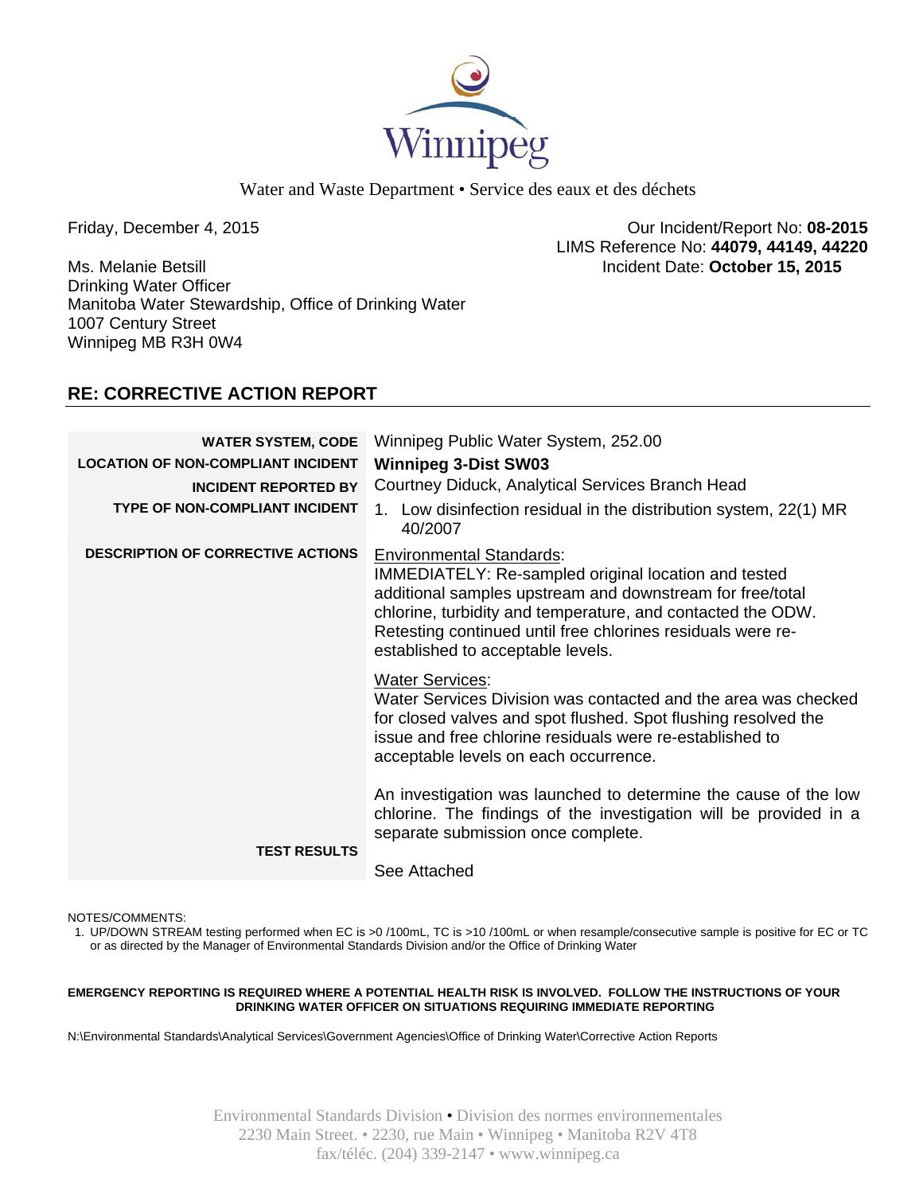Winnipeg

Water and Waste Department • Service des eaux et des déchets

Friday, December 4, 2015

Our Incident/Report No: **08-2015**
LIMS Reference No: **44079, 44149, 44220**
Incident Date: **October 15, 2015**

Ms. Melanie Betsill
Drinking Water Officer
Manitoba Water Stewardship, Office of Drinking Water
1007 Century Street
Winnipeg MB R3H 0W4

## RE: CORRECTIVE ACTION REPORT

| | |
|---|---|
| **WATER SYSTEM, CODE** | Winnipeg Public Water System, 252.00 |
| **LOCATION OF NON-COMPLIANT INCIDENT** | **Winnipeg 3-Dist SW03** |
| **INCIDENT REPORTED BY** | Courtney Diduck, Analytical Services Branch Head |
| **TYPE OF NON-COMPLIANT INCIDENT** | 1. Low disinfection residual in the distribution system, 22(1) MR 40/2007 |
| **DESCRIPTION OF CORRECTIVE ACTIONS** | Environmental Standards: IMMEDIATELY: Re-sampled original location and tested additional samples upstream and downstream for free/total chlorine, turbidity and temperature, and contacted the ODW. Retesting continued until free chlorines residuals were re-established to acceptable levels.<br><br>Water Services: Water Services Division was contacted and the area was checked for closed valves and spot flushed. Spot flushing resolved the issue and free chlorine residuals were re-established to acceptable levels on each occurrence.<br><br>An investigation was launched to determine the cause of the low chlorine. The findings of the investigation will be provided in a separate submission once complete. |
| **TEST RESULTS** | See Attached |

NOTES/COMMENTS:

1. UP/DOWN STREAM testing performed when EC is >0 /100mL, TC is >10 /100mL or when resample/consecutive sample is positive for EC or TC or as directed by the Manager of Environmental Standards Division and/or the Office of Drinking Water

**EMERGENCY REPORTING IS REQUIRED WHERE A POTENTIAL HEALTH RISK IS INVOLVED. FOLLOW THE INSTRUCTIONS OF YOUR DRINKING WATER OFFICER ON SITUATIONS REQUIRING IMMEDIATE REPORTING**

N:\Environmental Standards\Analytical Services\Government Agencies\Office of Drinking Water\Corrective Action Reports

Environmental Standards Division • Division des normes environnementales
2230 Main Street. • 2230, rue Main • Winnipeg • Manitoba R2V 4T8
fax/téléc. (204) 339-2147 • www.winnipeg.ca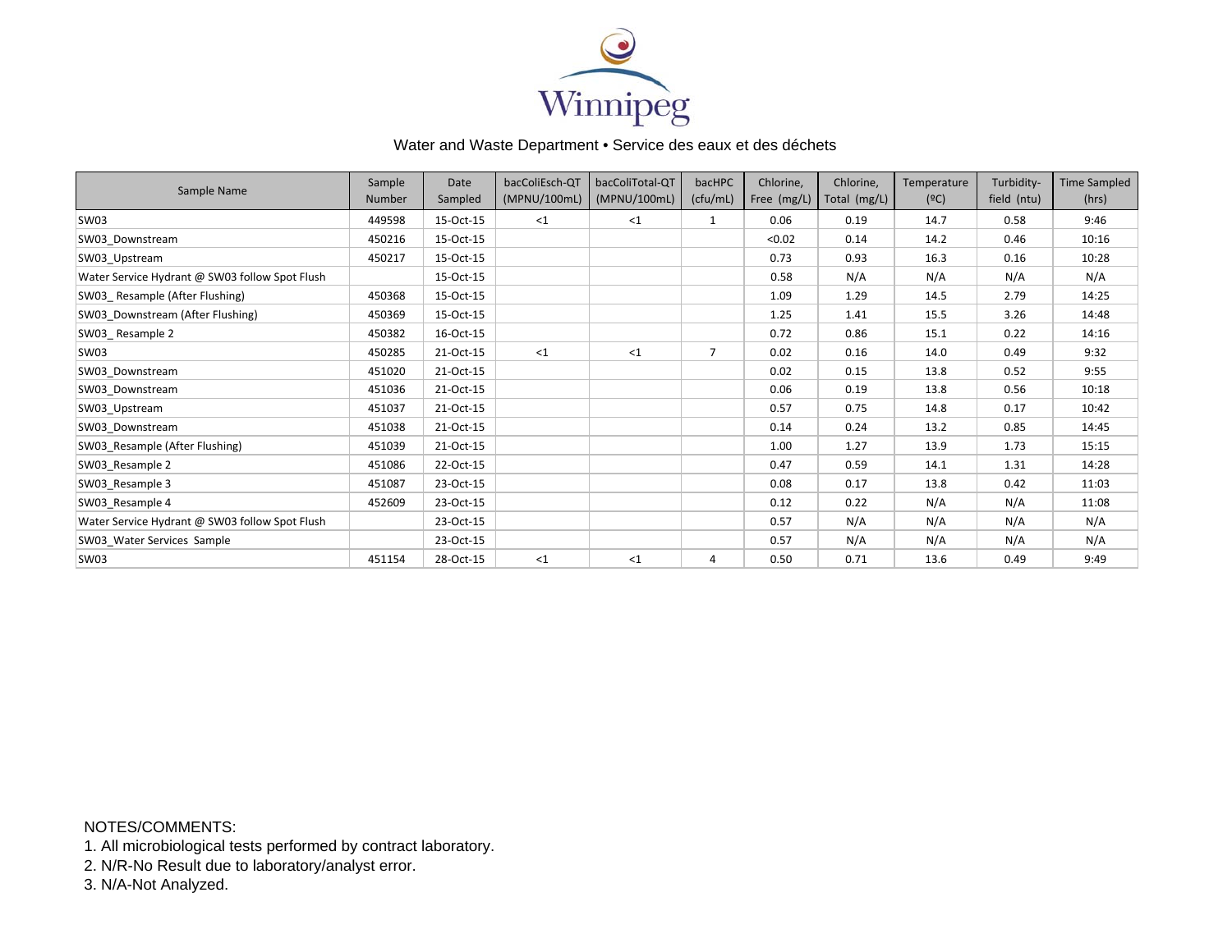Winnipeg

Water and Waste Department • Service des eaux et des déchets

| Sample Name | Sample Number | Date Sampled | bacColiEsch-QT (MPNU/100mL) | bacColiTotal-QT (MPNU/100mL) | bacHPC (cfu/mL) | Chlorine, Free (mg/L) | Chlorine, Total (mg/L) | Temperature (ºC) | Turbidity-field (ntu) | Time Sampled (hrs) |
|---|---|---|---|---|---|---|---|---|---|---|
| SW03 | 449598 | 15-Oct-15 | <1 | <1 | 1 | 0.06 | 0.19 | 14.7 | 0.58 | 9:46 |
| SW03_Downstream | 450216 | 15-Oct-15 | | | | <0.02 | 0.14 | 14.2 | 0.46 | 10:16 |
| SW03_Upstream | 450217 | 15-Oct-15 | | | | 0.73 | 0.93 | 16.3 | 0.16 | 10:28 |
| Water Service Hydrant @ SW03 follow Spot Flush | | 15-Oct-15 | | | | 0.58 | N/A | N/A | N/A | N/A |
| SW03_ Resample (After Flushing) | 450368 | 15-Oct-15 | | | | 1.09 | 1.29 | 14.5 | 2.79 | 14:25 |
| SW03_Downstream (After Flushing) | 450369 | 15-Oct-15 | | | | 1.25 | 1.41 | 15.5 | 3.26 | 14:48 |
| SW03_ Resample 2 | 450382 | 16-Oct-15 | | | | 0.72 | 0.86 | 15.1 | 0.22 | 14:16 |
| SW03 | 450285 | 21-Oct-15 | <1 | <1 | 7 | 0.02 | 0.16 | 14.0 | 0.49 | 9:32 |
| SW03_Downstream | 451020 | 21-Oct-15 | | | | 0.02 | 0.15 | 13.8 | 0.52 | 9:55 |
| SW03_Downstream | 451036 | 21-Oct-15 | | | | 0.06 | 0.19 | 13.8 | 0.56 | 10:18 |
| SW03_Upstream | 451037 | 21-Oct-15 | | | | 0.57 | 0.75 | 14.8 | 0.17 | 10:42 |
| SW03_Downstream | 451038 | 21-Oct-15 | | | | 0.14 | 0.24 | 13.2 | 0.85 | 14:45 |
| SW03_Resample (After Flushing) | 451039 | 21-Oct-15 | | | | 1.00 | 1.27 | 13.9 | 1.73 | 15:15 |
| SW03_Resample 2 | 451086 | 22-Oct-15 | | | | 0.47 | 0.59 | 14.1 | 1.31 | 14:28 |
| SW03_Resample 3 | 451087 | 23-Oct-15 | | | | 0.08 | 0.17 | 13.8 | 0.42 | 11:03 |
| SW03_Resample 4 | 452609 | 23-Oct-15 | | | | 0.12 | 0.22 | N/A | N/A | 11:08 |
| Water Service Hydrant @ SW03 follow Spot Flush | | 23-Oct-15 | | | | 0.57 | N/A | N/A | N/A | N/A |
| SW03_Water Services Sample | | 23-Oct-15 | | | | 0.57 | N/A | N/A | N/A | N/A |
| SW03 | 451154 | 28-Oct-15 | <1 | <1 | 4 | 0.50 | 0.71 | 13.6 | 0.49 | 9:49 |

NOTES/COMMENTS:
1. All microbiological tests performed by contract laboratory.
2. N/R-No Result due to laboratory/analyst error.
3. N/A-Not Analyzed.